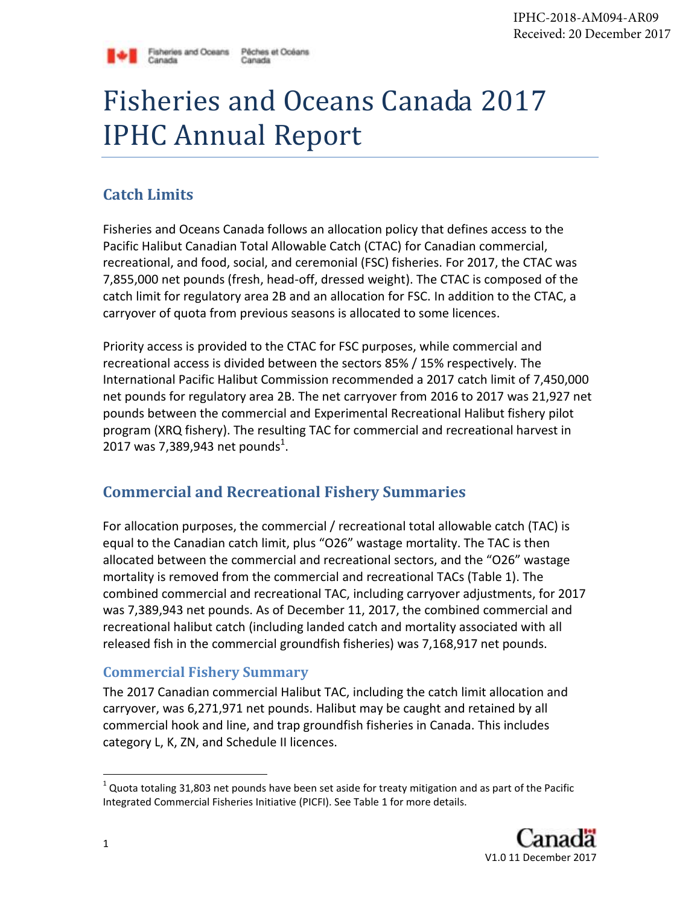IPHC-2018-AM094-AR09
Received: 20 December 2017

# Fisheries and Oceans Canada 2017 IPHC Annual Report

## Catch Limits

Fisheries and Oceans Canada follows an allocation policy that defines access to the Pacific Halibut Canadian Total Allowable Catch (CTAC) for Canadian commercial, recreational, and food, social, and ceremonial (FSC) fisheries. For 2017, the CTAC was 7,855,000 net pounds (fresh, head-off, dressed weight). The CTAC is composed of the catch limit for regulatory area 2B and an allocation for FSC. In addition to the CTAC, a carryover of quota from previous seasons is allocated to some licences.

Priority access is provided to the CTAC for FSC purposes, while commercial and recreational access is divided between the sectors 85% / 15% respectively. The International Pacific Halibut Commission recommended a 2017 catch limit of 7,450,000 net pounds for regulatory area 2B. The net carryover from 2016 to 2017 was 21,927 net pounds between the commercial and Experimental Recreational Halibut fishery pilot program (XRQ fishery). The resulting TAC for commercial and recreational harvest in 2017 was 7,389,943 net pounds[1].

## Commercial and Recreational Fishery Summaries

For allocation purposes, the commercial / recreational total allowable catch (TAC) is equal to the Canadian catch limit, plus "O26" wastage mortality. The TAC is then allocated between the commercial and recreational sectors, and the "O26" wastage mortality is removed from the commercial and recreational TACs (Table 1). The combined commercial and recreational TAC, including carryover adjustments, for 2017 was 7,389,943 net pounds. As of December 11, 2017, the combined commercial and recreational halibut catch (including landed catch and mortality associated with all released fish in the commercial groundfish fisheries) was 7,168,917 net pounds.

### Commercial Fishery Summary

The 2017 Canadian commercial Halibut TAC, including the catch limit allocation and carryover, was 6,271,971 net pounds. Halibut may be caught and retained by all commercial hook and line, and trap groundfish fisheries in Canada. This includes category L, K, ZN, and Schedule II licences.

[1] Quota totaling 31,803 net pounds have been set aside for treaty mitigation and as part of the Pacific Integrated Commercial Fisheries Initiative (PICFI). See Table 1 for more details.

V1.0 11 December 2017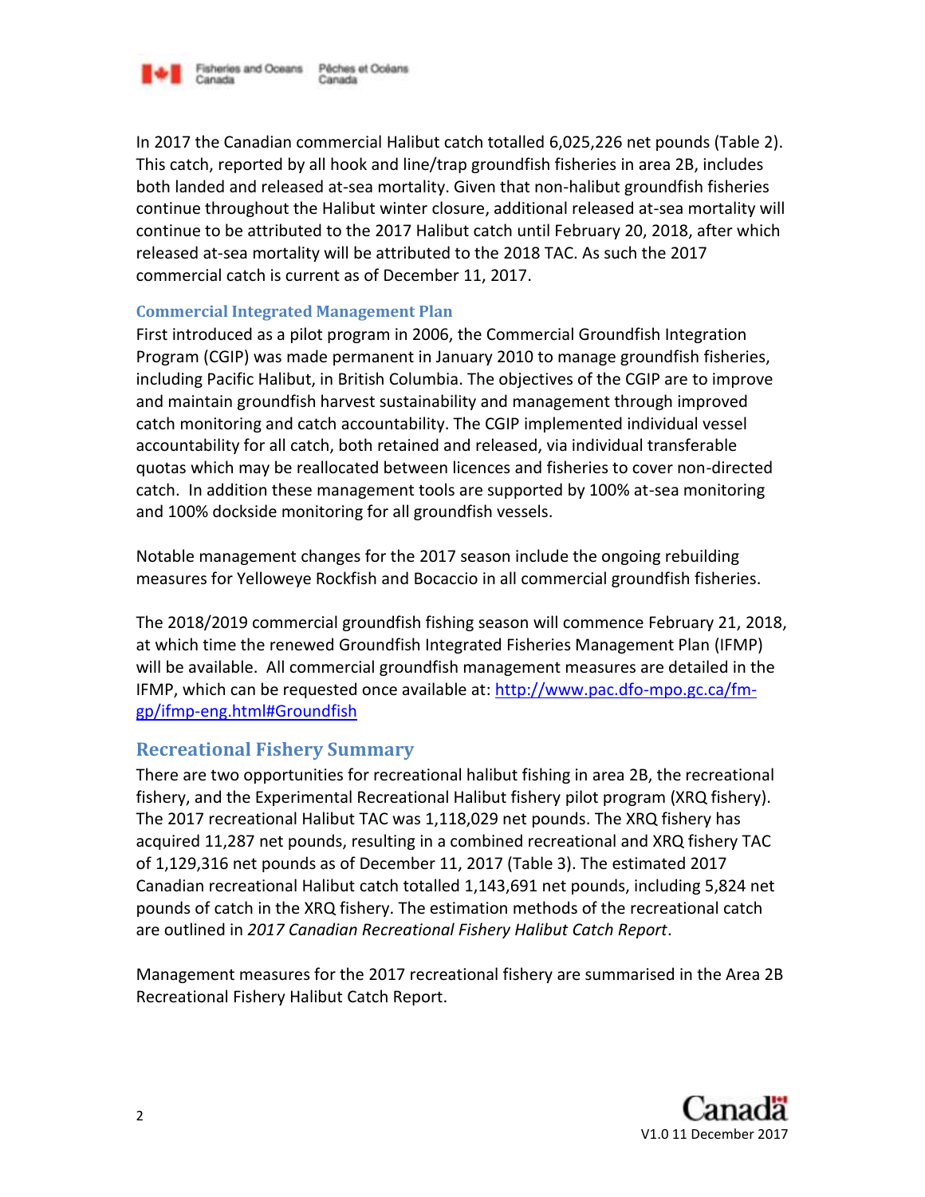In 2017 the Canadian commercial Halibut catch totalled 6,025,226 net pounds (Table 2). This catch, reported by all hook and line/trap groundfish fisheries in area 2B, includes both landed and released at-sea mortality. Given that non-halibut groundfish fisheries continue throughout the Halibut winter closure, additional released at-sea mortality will continue to be attributed to the 2017 Halibut catch until February 20, 2018, after which released at-sea mortality will be attributed to the 2018 TAC. As such the 2017 commercial catch is current as of December 11, 2017.

### Commercial Integrated Management Plan

First introduced as a pilot program in 2006, the Commercial Groundfish Integration Program (CGIP) was made permanent in January 2010 to manage groundfish fisheries, including Pacific Halibut, in British Columbia. The objectives of the CGIP are to improve and maintain groundfish harvest sustainability and management through improved catch monitoring and catch accountability. The CGIP implemented individual vessel accountability for all catch, both retained and released, via individual transferable quotas which may be reallocated between licences and fisheries to cover non-directed catch. In addition these management tools are supported by 100% at-sea monitoring and 100% dockside monitoring for all groundfish vessels.

Notable management changes for the 2017 season include the ongoing rebuilding measures for Yelloweye Rockfish and Bocaccio in all commercial groundfish fisheries.

The 2018/2019 commercial groundfish fishing season will commence February 21, 2018, at which time the renewed Groundfish Integrated Fisheries Management Plan (IFMP) will be available. All commercial groundfish management measures are detailed in the IFMP, which can be requested once available at: http://www.pac.dfo-mpo.gc.ca/fm-gp/ifmp-eng.html#Groundfish

## Recreational Fishery Summary

There are two opportunities for recreational halibut fishing in area 2B, the recreational fishery, and the Experimental Recreational Halibut fishery pilot program (XRQ fishery). The 2017 recreational Halibut TAC was 1,118,029 net pounds. The XRQ fishery has acquired 11,287 net pounds, resulting in a combined recreational and XRQ fishery TAC of 1,129,316 net pounds as of December 11, 2017 (Table 3). The estimated 2017 Canadian recreational Halibut catch totalled 1,143,691 net pounds, including 5,824 net pounds of catch in the XRQ fishery. The estimation methods of the recreational catch are outlined in *2017 Canadian Recreational Fishery Halibut Catch Report*.

Management measures for the 2017 recreational fishery are summarised in the Area 2B Recreational Fishery Halibut Catch Report.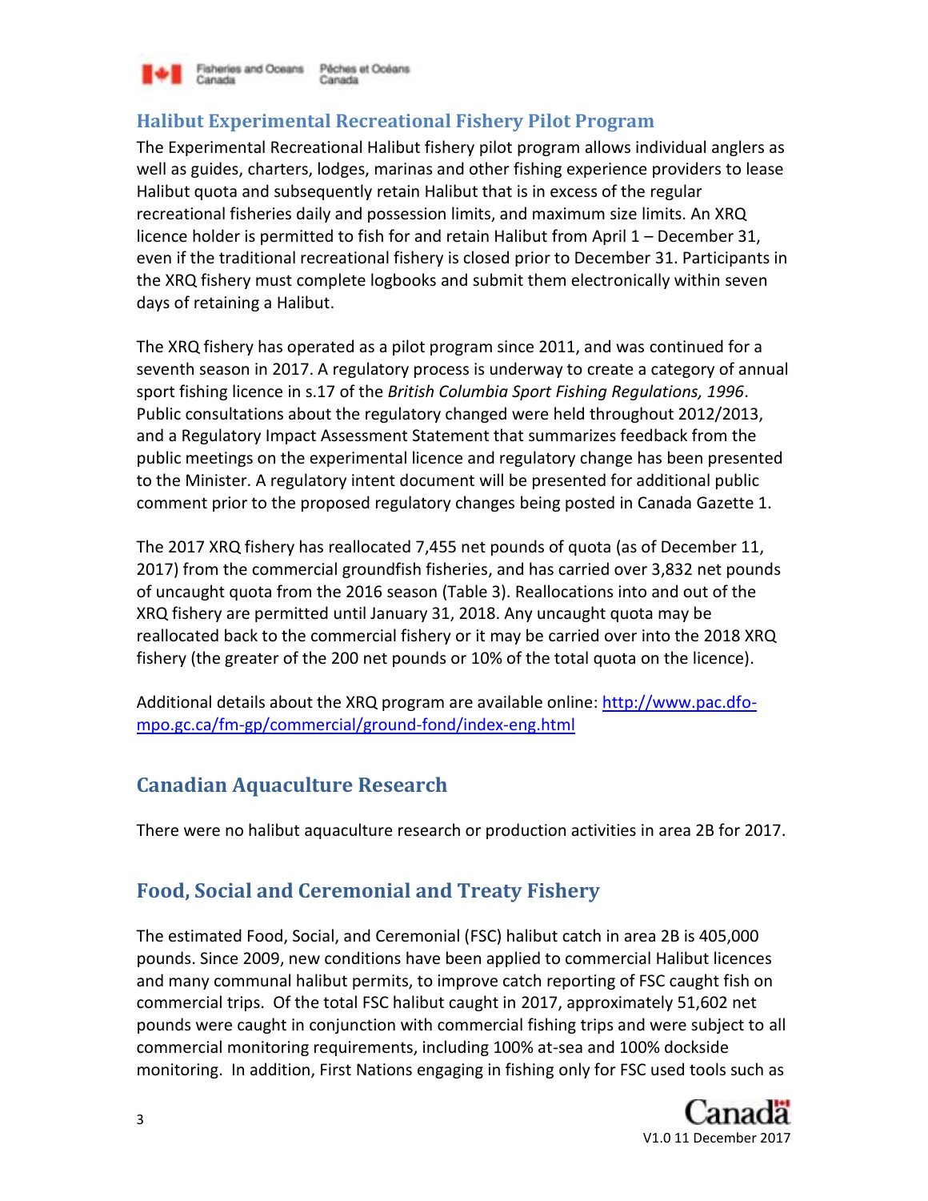## Halibut Experimental Recreational Fishery Pilot Program

The Experimental Recreational Halibut fishery pilot program allows individual anglers as well as guides, charters, lodges, marinas and other fishing experience providers to lease Halibut quota and subsequently retain Halibut that is in excess of the regular recreational fisheries daily and possession limits, and maximum size limits. An XRQ licence holder is permitted to fish for and retain Halibut from April 1 – December 31, even if the traditional recreational fishery is closed prior to December 31. Participants in the XRQ fishery must complete logbooks and submit them electronically within seven days of retaining a Halibut.

The XRQ fishery has operated as a pilot program since 2011, and was continued for a seventh season in 2017. A regulatory process is underway to create a category of annual sport fishing licence in s.17 of the *British Columbia Sport Fishing Regulations, 1996*. Public consultations about the regulatory changed were held throughout 2012/2013, and a Regulatory Impact Assessment Statement that summarizes feedback from the public meetings on the experimental licence and regulatory change has been presented to the Minister. A regulatory intent document will be presented for additional public comment prior to the proposed regulatory changes being posted in Canada Gazette 1.

The 2017 XRQ fishery has reallocated 7,455 net pounds of quota (as of December 11, 2017) from the commercial groundfish fisheries, and has carried over 3,832 net pounds of uncaught quota from the 2016 season (Table 3). Reallocations into and out of the XRQ fishery are permitted until January 31, 2018. Any uncaught quota may be reallocated back to the commercial fishery or it may be carried over into the 2018 XRQ fishery (the greater of the 200 net pounds or 10% of the total quota on the licence).

Additional details about the XRQ program are available online: [http://www.pac.dfo-mpo.gc.ca/fm-gp/commercial/ground-fond/index-eng.html](http://www.pac.dfo-mpo.gc.ca/fm-gp/commercial/ground-fond/index-eng.html)

## Canadian Aquaculture Research

There were no halibut aquaculture research or production activities in area 2B for 2017.

## Food, Social and Ceremonial and Treaty Fishery

The estimated Food, Social, and Ceremonial (FSC) halibut catch in area 2B is 405,000 pounds. Since 2009, new conditions have been applied to commercial Halibut licences and many communal halibut permits, to improve catch reporting of FSC caught fish on commercial trips. Of the total FSC halibut caught in 2017, approximately 51,602 net pounds were caught in conjunction with commercial fishing trips and were subject to all commercial monitoring requirements, including 100% at-sea and 100% dockside monitoring. In addition, First Nations engaging in fishing only for FSC used tools such as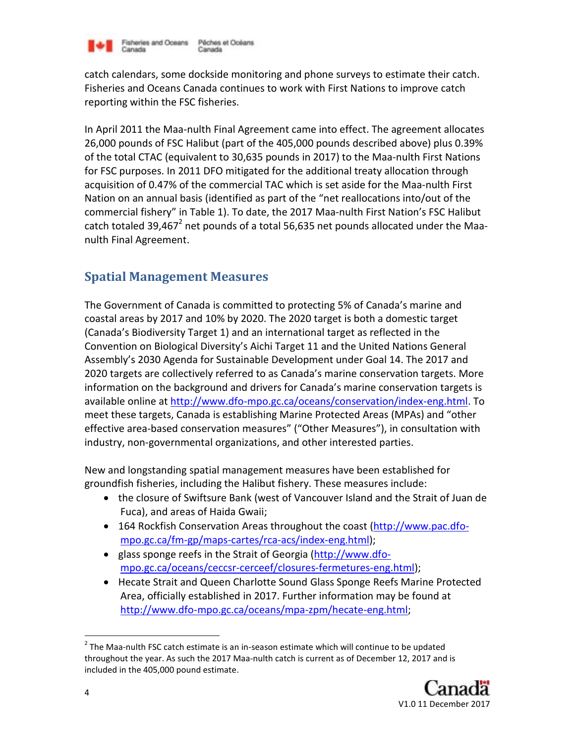catch calendars, some dockside monitoring and phone surveys to estimate their catch. Fisheries and Oceans Canada continues to work with First Nations to improve catch reporting within the FSC fisheries.

In April 2011 the Maa-nulth Final Agreement came into effect. The agreement allocates 26,000 pounds of FSC Halibut (part of the 405,000 pounds described above) plus 0.39% of the total CTAC (equivalent to 30,635 pounds in 2017) to the Maa-nulth First Nations for FSC purposes. In 2011 DFO mitigated for the additional treaty allocation through acquisition of 0.47% of the commercial TAC which is set aside for the Maa-nulth First Nation on an annual basis (identified as part of the “net reallocations into/out of the commercial fishery” in Table 1). To date, the 2017 Maa-nulth First Nation’s FSC Halibut catch totaled 39,467[2] net pounds of a total 56,635 net pounds allocated under the Maa-nulth Final Agreement.

## Spatial Management Measures

The Government of Canada is committed to protecting 5% of Canada’s marine and coastal areas by 2017 and 10% by 2020. The 2020 target is both a domestic target (Canada’s Biodiversity Target 1) and an international target as reflected in the Convention on Biological Diversity’s Aichi Target 11 and the United Nations General Assembly’s 2030 Agenda for Sustainable Development under Goal 14. The 2017 and 2020 targets are collectively referred to as Canada’s marine conservation targets. More information on the background and drivers for Canada’s marine conservation targets is available online at http://www.dfo-mpo.gc.ca/oceans/conservation/index-eng.html. To meet these targets, Canada is establishing Marine Protected Areas (MPAs) and “other effective area-based conservation measures” (“Other Measures”), in consultation with industry, non-governmental organizations, and other interested parties.

New and longstanding spatial management measures have been established for groundfish fisheries, including the Halibut fishery. These measures include:

- the closure of Swiftsure Bank (west of Vancouver Island and the Strait of Juan de Fuca), and areas of Haida Gwaii;
- 164 Rockfish Conservation Areas throughout the coast (http://www.pac.dfo-mpo.gc.ca/fm-gp/maps-cartes/rca-acs/index-eng.html);
- glass sponge reefs in the Strait of Georgia (http://www.dfo-mpo.gc.ca/oceans/ceccsr-cerceef/closures-fermetures-eng.html);
- Hecate Strait and Queen Charlotte Sound Glass Sponge Reefs Marine Protected Area, officially established in 2017. Further information may be found at http://www.dfo-mpo.gc.ca/oceans/mpa-zpm/hecate-eng.html;

[2] The Maa-nulth FSC catch estimate is an in-season estimate which will continue to be updated throughout the year. As such the 2017 Maa-nulth catch is current as of December 12, 2017 and is included in the 405,000 pound estimate.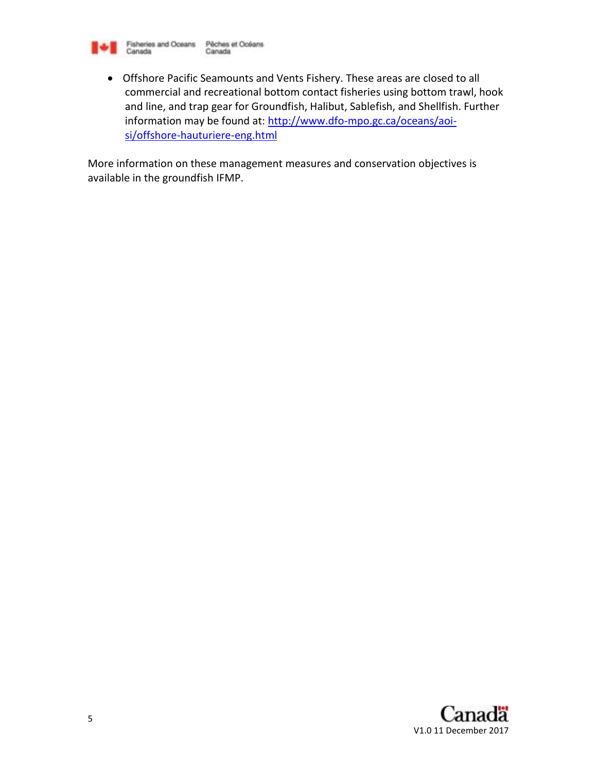- Offshore Pacific Seamounts and Vents Fishery. These areas are closed to all commercial and recreational bottom contact fisheries using bottom trawl, hook and line, and trap gear for Groundfish, Halibut, Sablefish, and Shellfish. Further information may be found at: [http://www.dfo-mpo.gc.ca/oceans/aoi-si/offshore-hauturiere-eng.html](http://www.dfo-mpo.gc.ca/oceans/aoi-si/offshore-hauturiere-eng.html)

More information on these management measures and conservation objectives is available in the groundfish IFMP.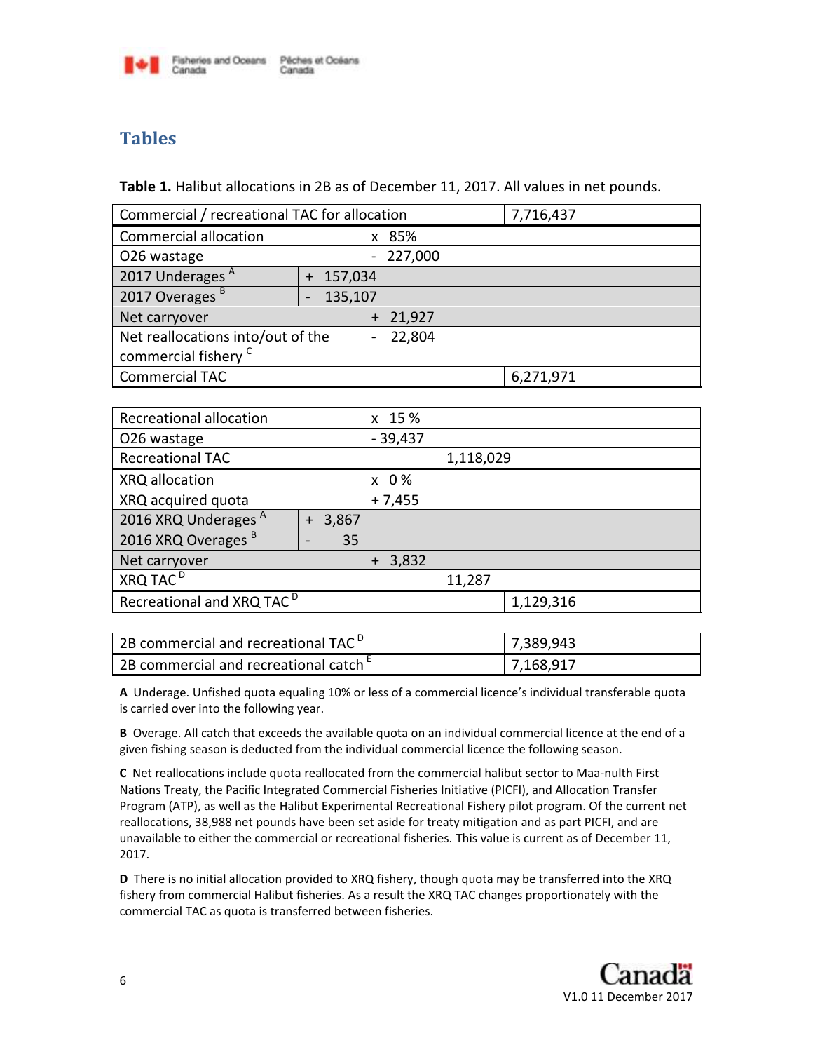## Tables

**Table 1.** Halibut allocations in 2B as of December 11, 2017. All values in net pounds.

| Item | | | Value |
|---|---|---|---|
| Commercial / recreational TAC for allocation | | | 7,716,437 |
| Commercial allocation | | x 85% | |
| O26 wastage | | - 227,000 | |
| 2017 Underages [A] | + 157,034 | | |
| 2017 Overages [B] | - 135,107 | | |
| Net carryover | | + 21,927 | |
| Net reallocations into/out of the commercial fishery [C] | | - 22,804 | |
| Commercial TAC | | | 6,271,971 |

| Item | | | | Value |
|---|---|---|---|---|
| Recreational allocation | | x 15 % | | |
| O26 wastage | | - 39,437 | | |
| Recreational TAC | | | 1,118,029 | |
| XRQ allocation | | x 0 % | | |
| XRQ acquired quota | | + 7,455 | | |
| 2016 XRQ Underages [A] | + 3,867 | | | |
| 2016 XRQ Overages [B] | - 35 | | | |
| Net carryover | | + 3,832 | | |
| XRQ TAC [D] | | | 11,287 | |
| Recreational and XRQ TAC [D] | | | | 1,129,316 |

| Item | Value |
|---|---|
| 2B commercial and recreational TAC [D] | 7,389,943 |
| 2B commercial and recreational catch [E] | 7,168,917 |

**A** Underage. Unfished quota equaling 10% or less of a commercial licence's individual transferable quota is carried over into the following year.

**B** Overage. All catch that exceeds the available quota on an individual commercial licence at the end of a given fishing season is deducted from the individual commercial licence the following season.

**C** Net reallocations include quota reallocated from the commercial halibut sector to Maa-nulth First Nations Treaty, the Pacific Integrated Commercial Fisheries Initiative (PICFI), and Allocation Transfer Program (ATP), as well as the Halibut Experimental Recreational Fishery pilot program. Of the current net reallocations, 38,988 net pounds have been set aside for treaty mitigation and as part PICFI, and are unavailable to either the commercial or recreational fisheries. This value is current as of December 11, 2017.

**D** There is no initial allocation provided to XRQ fishery, though quota may be transferred into the XRQ fishery from commercial Halibut fisheries. As a result the XRQ TAC changes proportionately with the commercial TAC as quota is transferred between fisheries.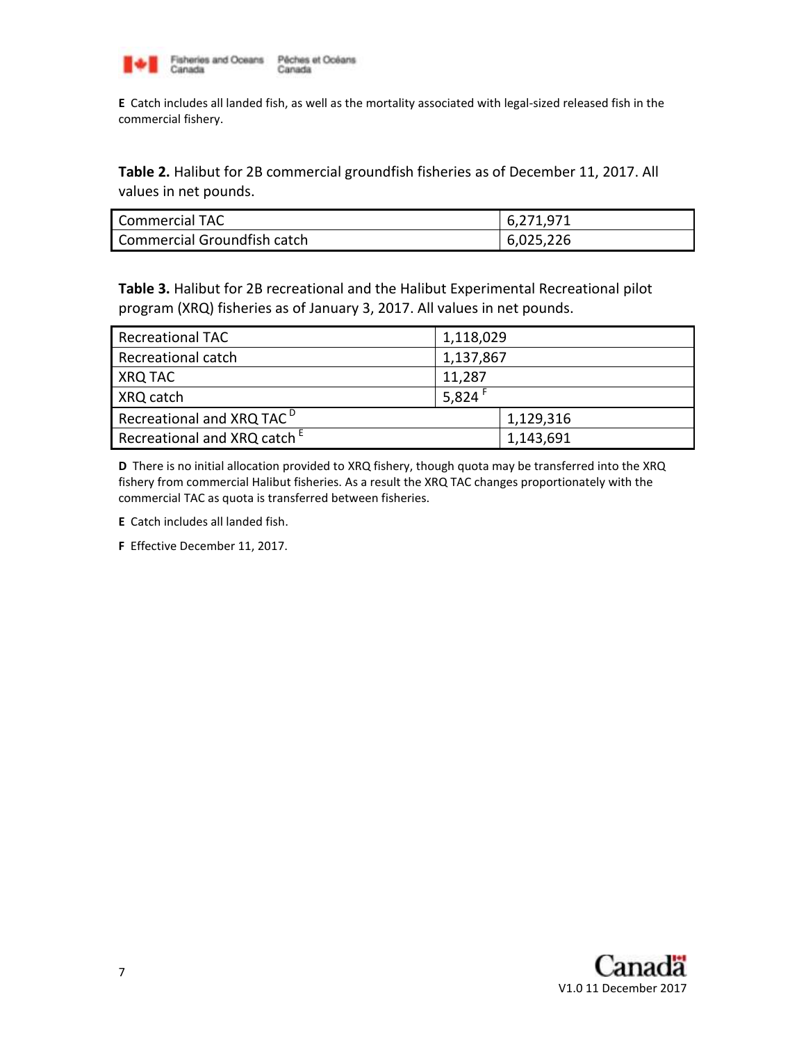**E** Catch includes all landed fish, as well as the mortality associated with legal-sized released fish in the commercial fishery.

**Table 2.** Halibut for 2B commercial groundfish fisheries as of December 11, 2017. All values in net pounds.

| | |
|---|---|
| Commercial TAC | 6,271,971 |
| Commercial Groundfish catch | 6,025,226 |

**Table 3.** Halibut for 2B recreational and the Halibut Experimental Recreational pilot program (XRQ) fisheries as of January 3, 2017. All values in net pounds.

| | | |
|---|---|---|
| Recreational TAC | 1,118,029 | |
| Recreational catch | 1,137,867 | |
| XRQ TAC | 11,287 | |
| XRQ catch | 5,824 [F] | |
| Recreational and XRQ TAC [D] | | 1,129,316 |
| Recreational and XRQ catch [E] | | 1,143,691 |

**D** There is no initial allocation provided to XRQ fishery, though quota may be transferred into the XRQ fishery from commercial Halibut fisheries. As a result the XRQ TAC changes proportionately with the commercial TAC as quota is transferred between fisheries.

**E** Catch includes all landed fish.

**F** Effective December 11, 2017.